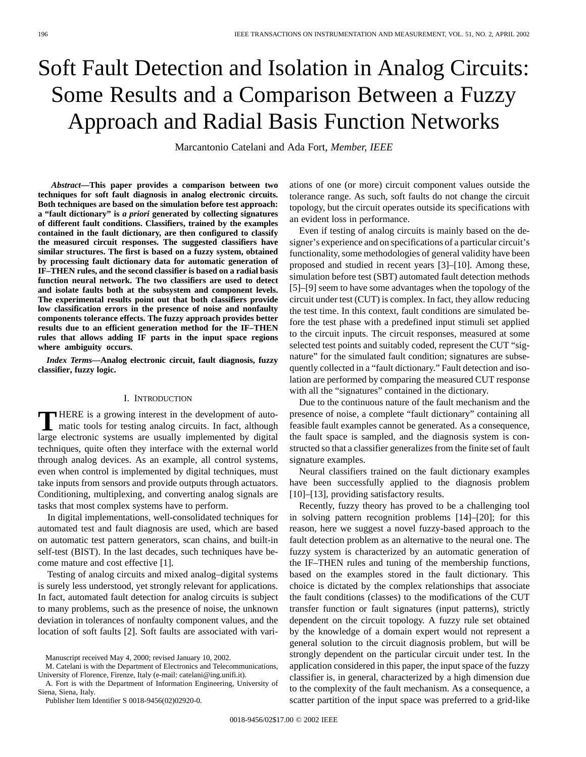# Soft Fault Detection and Isolation in Analog Circuits: Some Results and a Comparison Between a Fuzzy Approach and Radial Basis Function Networks

Marcantonio Catelani and Ada Fort, *Member, IEEE*

***Abstract*—This paper provides a comparison between two techniques for soft fault diagnosis in analog electronic circuits. Both techniques are based on the simulation before test approach: a "fault dictionary" is *a priori* generated by collecting signatures of different fault conditions. Classifiers, trained by the examples contained in the fault dictionary, are then configured to classify the measured circuit responses. The suggested classifiers have similar structures. The first is based on a fuzzy system, obtained by processing fault dictionary data for automatic generation of IF–THEN rules, and the second classifier is based on a radial basis function neural network. The two classifiers are used to detect and isolate faults both at the subsystem and component levels. The experimental results point out that both classifiers provide low classification errors in the presence of noise and nonfaulty components tolerance effects. The fuzzy approach provides better results due to an efficient generation method for the IF–THEN rules that allows adding IF parts in the input space regions where ambiguity occurs.**

***Index Terms*—Analog electronic circuit, fault diagnosis, fuzzy classifier, fuzzy logic.**

## I. Introduction

There is a growing interest in the development of automatic tools for testing analog circuits. In fact, although large electronic systems are usually implemented by digital techniques, quite often they interface with the external world through analog devices. As an example, all control systems, even when control is implemented by digital techniques, must take inputs from sensors and provide outputs through actuators. Conditioning, multiplexing, and converting analog signals are tasks that most complex systems have to perform.

In digital implementations, well-consolidated techniques for automated test and fault diagnosis are used, which are based on automatic test pattern generators, scan chains, and built-in self-test (BIST). In the last decades, such techniques have become mature and cost effective [1].

Testing of analog circuits and mixed analog–digital systems is surely less understood, yet strongly relevant for applications. In fact, automated fault detection for analog circuits is subject to many problems, such as the presence of noise, the unknown deviation in tolerances of nonfaulty component values, and the location of soft faults [2]. Soft faults are associated with variations of one (or more) circuit component values outside the tolerance range. As such, soft faults do not change the circuit topology, but the circuit operates outside its specifications with an evident loss in performance.

Even if testing of analog circuits is mainly based on the designer's experience and on specifications of a particular circuit's functionality, some methodologies of general validity have been proposed and studied in recent years [3]–[10]. Among these, simulation before test (SBT) automated fault detection methods [5]–[9] seem to have some advantages when the topology of the circuit under test (CUT) is complex. In fact, they allow reducing the test time. In this context, fault conditions are simulated before the test phase with a predefined input stimuli set applied to the circuit inputs. The circuit responses, measured at some selected test points and suitably coded, represent the CUT "signature" for the simulated fault condition; signatures are subsequently collected in a "fault dictionary." Fault detection and isolation are performed by comparing the measured CUT response with all the "signatures" contained in the dictionary.

Due to the continuous nature of the fault mechanism and the presence of noise, a complete "fault dictionary" containing all feasible fault examples cannot be generated. As a consequence, the fault space is sampled, and the diagnosis system is constructed so that a classifier generalizes from the finite set of fault signature examples.

Neural classifiers trained on the fault dictionary examples have been successfully applied to the diagnosis problem [10]–[13], providing satisfactory results.

Recently, fuzzy theory has proved to be a challenging tool in solving pattern recognition problems [14]–[20]; for this reason, here we suggest a novel fuzzy-based approach to the fault detection problem as an alternative to the neural one. The fuzzy system is characterized by an automatic generation of the IF–THEN rules and tuning of the membership functions, based on the examples stored in the fault dictionary. This choice is dictated by the complex relationships that associate the fault conditions (classes) to the modifications of the CUT transfer function or fault signatures (input patterns), strictly dependent on the circuit topology. A fuzzy rule set obtained by the knowledge of a domain expert would not represent a general solution to the circuit diagnosis problem, but will be strongly dependent on the particular circuit under test. In the application considered in this paper, the input space of the fuzzy classifier is, in general, characterized by a high dimension due to the complexity of the fault mechanism. As a consequence, a scatter partition of the input space was preferred to a grid-like

Manuscript received May 4, 2000; revised January 10, 2002.

M. Catelani is with the Department of Electronics and Telecommunications, University of Florence, Firenze, Italy (e-mail: catelani@ing.unifi.it).

A. Fort is with the Department of Information Engineering, University of Siena, Siena, Italy.

Publisher Item Identifier S 0018-9456(02)02920-0.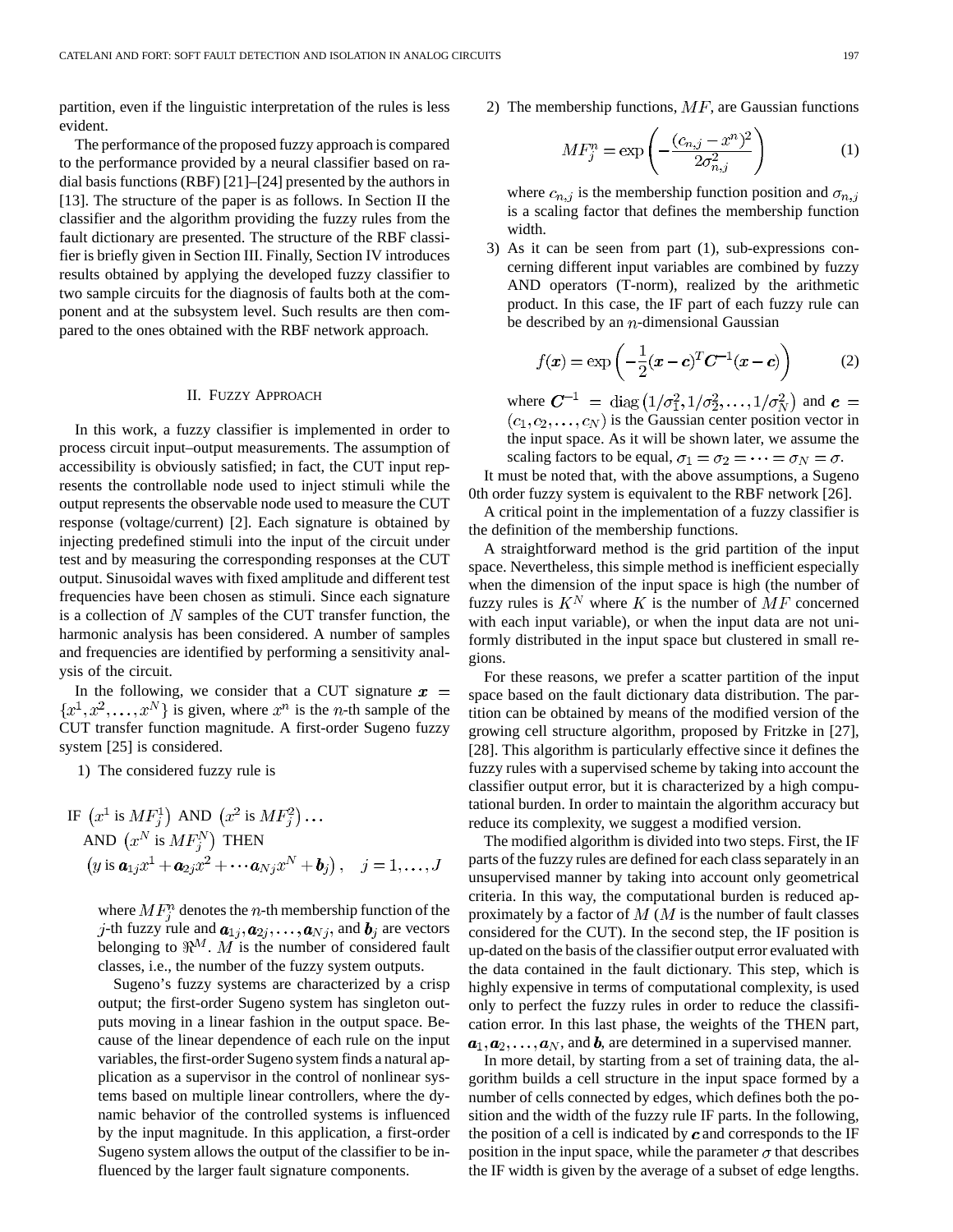partition, even if the linguistic interpretation of the rules is less evident.

The performance of the proposed fuzzy approach is compared to the performance provided by a neural classifier based on radial basis functions (RBF) [21]–[24] presented by the authors in [13]. The structure of the paper is as follows. In Section II the classifier and the algorithm providing the fuzzy rules from the fault dictionary are presented. The structure of the RBF classifier is briefly given in Section III. Finally, Section IV introduces results obtained by applying the developed fuzzy classifier to two sample circuits for the diagnosis of faults both at the component and at the subsystem level. Such results are then compared to the ones obtained with the RBF network approach.

## II. Fuzzy Approach

In this work, a fuzzy classifier is implemented in order to process circuit input–output measurements. The assumption of accessibility is obviously satisfied; in fact, the CUT input represents the controllable node used to inject stimuli while the output represents the observable node used to measure the CUT response (voltage/current) [2]. Each signature is obtained by injecting predefined stimuli into the input of the circuit under test and by measuring the corresponding responses at the CUT output. Sinusoidal waves with fixed amplitude and different test frequencies have been chosen as stimuli. Since each signature is a collection of $N$ samples of the CUT transfer function, the harmonic analysis has been considered. A number of samples and frequencies are identified by performing a sensitivity analysis of the circuit.

In the following, we consider that a CUT signature $\boldsymbol{x} = \{x^1, x^2, \ldots, x^N\}$ is given, where $x^n$ is the $n$-th sample of the CUT transfer function magnitude. A first-order Sugeno fuzzy system [25] is considered.

1) The considered fuzzy rule is

$$\begin{aligned} &\text{IF } \left(x^1 \text{ is } MF_j^1\right) \text{ AND } \left(x^2 \text{ is } MF_j^2\right) \ldots \\ &\quad \text{AND } \left(x^N \text{ is } MF_j^N\right) \text{ THEN} \\ &\quad \left(y \text{ is } \boldsymbol{a}_{1j}x^1 + \boldsymbol{a}_{2j}x^2 + \cdots \boldsymbol{a}_{Nj}x^N + \boldsymbol{b}_j\right), \quad j = 1, \ldots, J \end{aligned}$$

where $MF_j^n$ denotes the $n$-th membership function of the $j$-th fuzzy rule and $\boldsymbol{a}_{1j}, \boldsymbol{a}_{2j}, \ldots, \boldsymbol{a}_{Nj}$, and $\boldsymbol{b}_j$ are vectors belonging to $\Re^M$. $M$ is the number of considered fault classes, i.e., the number of the fuzzy system outputs.

Sugeno's fuzzy systems are characterized by a crisp output; the first-order Sugeno system has singleton outputs moving in a linear fashion in the output space. Because of the linear dependence of each rule on the input variables, the first-order Sugeno system finds a natural application as a supervisor in the control of nonlinear systems based on multiple linear controllers, where the dynamic behavior of the controlled systems is influenced by the input magnitude. In this application, a first-order Sugeno system allows the output of the classifier to be influenced by the larger fault signature components.

2) The membership functions, $MF$, are Gaussian functions

$$MF_j^n = \exp\left(-\frac{(c_{n,j} - x^n)^2}{2\sigma_{n,j}^2}\right) \tag{1}$$

where $c_{n,j}$ is the membership function position and $\sigma_{n,j}$ is a scaling factor that defines the membership function width.

3) As it can be seen from part (1), sub-expressions concerning different input variables are combined by fuzzy AND operators (T-norm), realized by the arithmetic product. In this case, the IF part of each fuzzy rule can be described by an $n$-dimensional Gaussian

$$f(\boldsymbol{x}) = \exp\left(-\frac{1}{2}(\boldsymbol{x} - \boldsymbol{c})^T \boldsymbol{C}^{-1}(\boldsymbol{x} - \boldsymbol{c})\right) \tag{2}$$

where $\boldsymbol{C}^{-1} = \operatorname{diag}\left(1/\sigma_1^2, 1/\sigma_2^2, \ldots, 1/\sigma_N^2\right)$ and $\boldsymbol{c} = (c_1, c_2, \ldots, c_N)$ is the Gaussian center position vector in the input space. As it will be shown later, we assume the scaling factors to be equal, $\sigma_1 = \sigma_2 = \cdots = \sigma_N = \sigma$.

It must be noted that, with the above assumptions, a Sugeno 0th order fuzzy system is equivalent to the RBF network [26].

A critical point in the implementation of a fuzzy classifier is the definition of the membership functions.

A straightforward method is the grid partition of the input space. Nevertheless, this simple method is inefficient especially when the dimension of the input space is high (the number of fuzzy rules is $K^N$ where $K$ is the number of $MF$ concerned with each input variable), or when the input data are not uniformly distributed in the input space but clustered in small regions.

For these reasons, we prefer a scatter partition of the input space based on the fault dictionary data distribution. The partition can be obtained by means of the modified version of the growing cell structure algorithm, proposed by Fritzke in [27], [28]. This algorithm is particularly effective since it defines the fuzzy rules with a supervised scheme by taking into account the classifier output error, but it is characterized by a high computational burden. In order to maintain the algorithm accuracy but reduce its complexity, we suggest a modified version.

The modified algorithm is divided into two steps. First, the IF parts of the fuzzy rules are defined for each class separately in an unsupervised manner by taking into account only geometrical criteria. In this way, the computational burden is reduced approximately by a factor of $M$ ($M$ is the number of fault classes considered for the CUT). In the second step, the IF position is up-dated on the basis of the classifier output error evaluated with the data contained in the fault dictionary. This step, which is highly expensive in terms of computational complexity, is used only to perfect the fuzzy rules in order to reduce the classification error. In this last phase, the weights of the THEN part, $\boldsymbol{a}_1, \boldsymbol{a}_2, \ldots, \boldsymbol{a}_N$, and $\boldsymbol{b}$, are determined in a supervised manner.

In more detail, by starting from a set of training data, the algorithm builds a cell structure in the input space formed by a number of cells connected by edges, which defines both the position and the width of the fuzzy rule IF parts. In the following, the position of a cell is indicated by $\boldsymbol{c}$ and corresponds to the IF position in the input space, while the parameter $\sigma$ that describes the IF width is given by the average of a subset of edge lengths.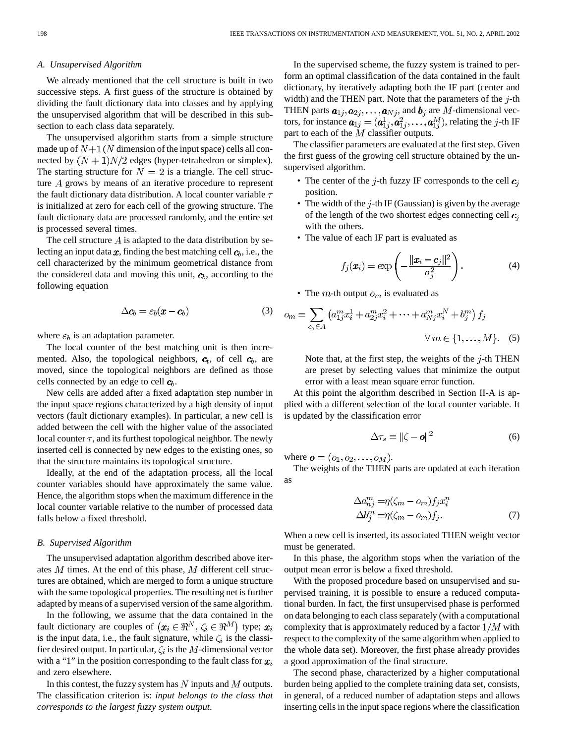### A. Unsupervised Algorithm

We already mentioned that the cell structure is built in two successive steps. A first guess of the structure is obtained by dividing the fault dictionary data into classes and by applying the unsupervised algorithm that will be described in this subsection to each class data separately.

The unsupervised algorithm starts from a simple structure made up of $N+1$ ($N$ dimension of the input space) cells all connected by $(N+1)N/2$ edges (hyper-tetrahedron or simplex). The starting structure for $N = 2$ is a triangle. The cell structure $A$ grows by means of an iterative procedure to represent the fault dictionary data distribution. A local counter variable $\tau$ is initialized at zero for each cell of the growing structure. The fault dictionary data are processed randomly, and the entire set is processed several times.

The cell structure $A$ is adapted to the data distribution by selecting an input data $\boldsymbol{x}$, finding the best matching cell $\boldsymbol{c}_b$, i.e., the cell characterized by the minimum geometrical distance from the considered data and moving this unit, $\boldsymbol{c}_b$, according to the following equation

$$\Delta \boldsymbol{c}_b = \varepsilon_b (\boldsymbol{x} - \boldsymbol{c}_b) \tag{3}$$

where $\varepsilon_b$ is an adaptation parameter.

The local counter of the best matching unit is then incremented. Also, the topological neighbors, $\boldsymbol{c}_t$, of cell $\boldsymbol{c}_b$, are moved, since the topological neighbors are defined as those cells connected by an edge to cell $\boldsymbol{c}_b$.

New cells are added after a fixed adaptation step number in the input space regions characterized by a high density of input vectors (fault dictionary examples). In particular, a new cell is added between the cell with the higher value of the associated local counter $\tau$, and its furthest topological neighbor. The newly inserted cell is connected by new edges to the existing ones, so that the structure maintains its topological structure.

Ideally, at the end of the adaptation process, all the local counter variables should have approximately the same value. Hence, the algorithm stops when the maximum difference in the local counter variable relative to the number of processed data falls below a fixed threshold.

### B. Supervised Algorithm

The unsupervised adaptation algorithm described above iterates $M$ times. At the end of this phase, $M$ different cell structures are obtained, which are merged to form a unique structure with the same topological properties. The resulting net is further adapted by means of a supervised version of the same algorithm.

In the following, we assume that the data contained in the fault dictionary are couples of $(\boldsymbol{x}_i \in \Re^N, \zeta_i \in \Re^M)$ type; $\boldsymbol{x}_i$ is the input data, i.e., the fault signature, while $\zeta_i$ is the classifier desired output. In particular, $\zeta_i$ is the $M$-dimensional vector with a "1" in the position corresponding to the fault class for $\boldsymbol{x}_i$ and zero elsewhere.

In this contest, the fuzzy system has $N$ inputs and $M$ outputs. The classification criterion is: *input belongs to the class that corresponds to the largest fuzzy system output*.

In the supervised scheme, the fuzzy system is trained to perform an optimal classification of the data contained in the fault dictionary, by iteratively adapting both the IF part (center and width) and the THEN part. Note that the parameters of the $j$-th THEN parts $\boldsymbol{a}_{1j}, \boldsymbol{a}_{2j}, \ldots, \boldsymbol{a}_{Nj}$, and $\boldsymbol{b}_j$ are $M$-dimensional vectors, for instance $\boldsymbol{a}_{1j} = (\boldsymbol{a}_{1j}^1, \boldsymbol{a}_{1j}^2, \ldots, \boldsymbol{a}_{1j}^M)$, relating the $j$-th IF part to each of the $M$ classifier outputs.

The classifier parameters are evaluated at the first step. Given the first guess of the growing cell structure obtained by the unsupervised algorithm.

- The center of the $j$-th fuzzy IF corresponds to the cell $\boldsymbol{c}_j$ position.
- The width of the $j$-th IF (Gaussian) is given by the average of the length of the two shortest edges connecting cell $\boldsymbol{c}_j$ with the others.
- The value of each IF part is evaluated as

$$f_j(\boldsymbol{x}_i) = \exp\left(-\frac{\|\boldsymbol{x}_i - \boldsymbol{c}_j\|^2}{\sigma_j^2}\right). \tag{4}$$

- The $m$-th output $o_m$ is evaluated as

$$o_m = \sum_{c_j \in A} \left(a_{1j}^m x_i^1 + a_{2j}^m x_i^2 + \cdots + a_{Nj}^m x_i^N + b_j^m\right) f_j \quad \forall\, m \in \{1, \ldots, M\}. \tag{5}$$

  Note that, at the first step, the weights of the $j$-th THEN are preset by selecting values that minimize the output error with a least mean square error function.

At this point the algorithm described in Section II-A is applied with a different selection of the local counter variable. It is updated by the classification error

$$\Delta \tau_s = \|\zeta - \boldsymbol{o}\|^2 \tag{6}$$

where $\boldsymbol{o} = (o_1, o_2, \ldots, o_M)$.

The weights of the THEN parts are updated at each iteration as

$$\begin{aligned} \Delta a_{nj}^m &= \eta(\zeta_m - o_m) f_j x_i^n \\ \Delta b_j^m &= \eta(\zeta_m - o_m) f_j. \end{aligned} \tag{7}$$

When a new cell is inserted, its associated THEN weight vector must be generated.

In this phase, the algorithm stops when the variation of the output mean error is below a fixed threshold.

With the proposed procedure based on unsupervised and supervised training, it is possible to ensure a reduced computational burden. In fact, the first unsupervised phase is performed on data belonging to each class separately (with a computational complexity that is approximately reduced by a factor $1/M$ with respect to the complexity of the same algorithm when applied to the whole data set). Moreover, the first phase already provides a good approximation of the final structure.

The second phase, characterized by a higher computational burden being applied to the complete training data set, consists, in general, of a reduced number of adaptation steps and allows inserting cells in the input space regions where the classification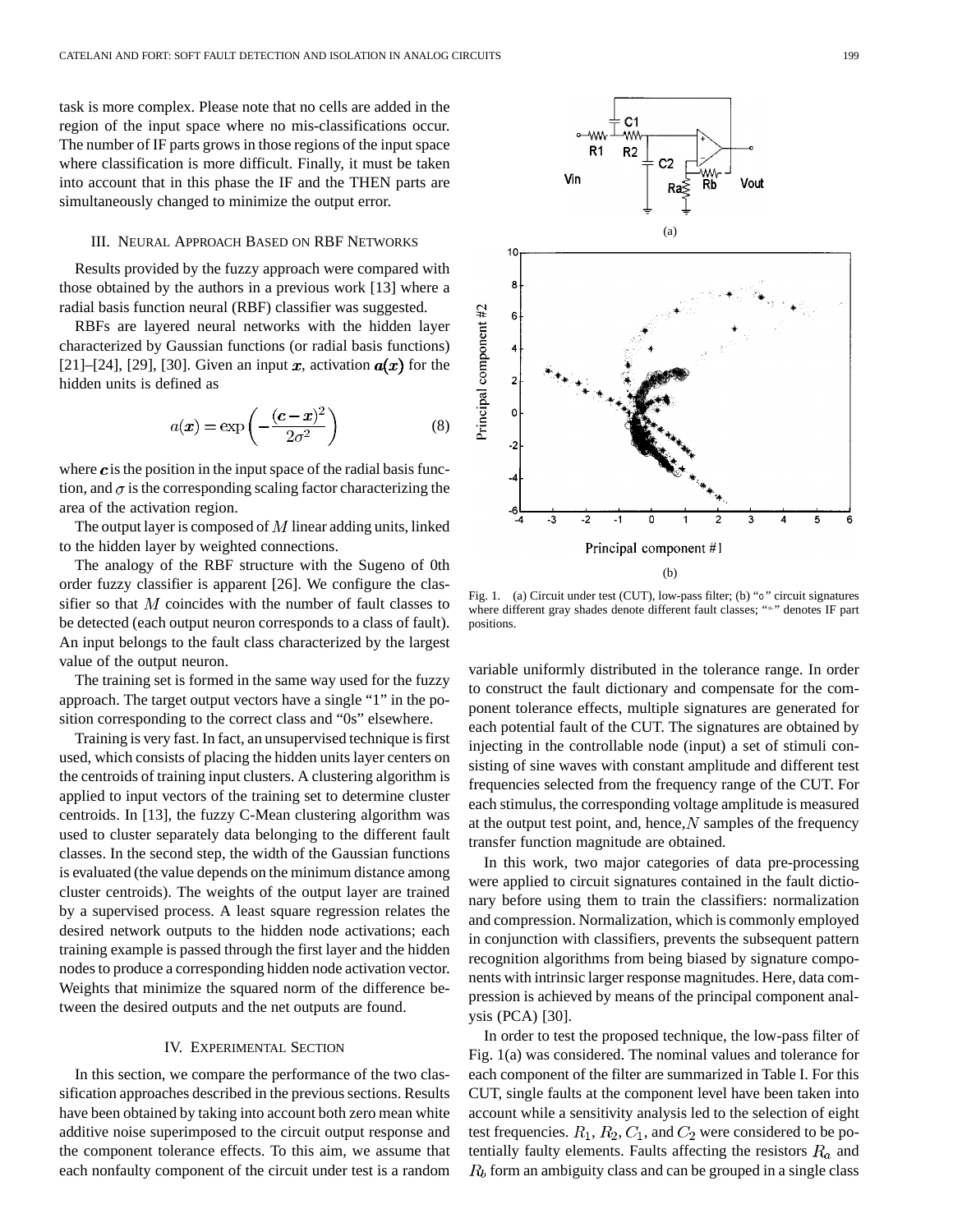task is more complex. Please note that no cells are added in the region of the input space where no mis-classifications occur. The number of IF parts grows in those regions of the input space where classification is more difficult. Finally, it must be taken into account that in this phase the IF and the THEN parts are simultaneously changed to minimize the output error.

## III. Neural Approach Based on RBF Networks

Results provided by the fuzzy approach were compared with those obtained by the authors in a previous work [13] where a radial basis function neural (RBF) classifier was suggested.

RBFs are layered neural networks with the hidden layer characterized by Gaussian functions (or radial basis functions) [21]–[24], [29], [30]. Given an input $\boldsymbol{x}$, activation $\boldsymbol{a}(\boldsymbol{x})$ for the hidden units is defined as

$$a(\boldsymbol{x}) = \exp\left(-\frac{(\boldsymbol{c} - \boldsymbol{x})^2}{2\sigma^2}\right) \tag{8}$$

where $\boldsymbol{c}$ is the position in the input space of the radial basis function, and $\sigma$ is the corresponding scaling factor characterizing the area of the activation region.

The output layer is composed of $M$ linear adding units, linked to the hidden layer by weighted connections.

The analogy of the RBF structure with the Sugeno of 0th order fuzzy classifier is apparent [26]. We configure the classifier so that $M$ coincides with the number of fault classes to be detected (each output neuron corresponds to a class of fault). An input belongs to the fault class characterized by the largest value of the output neuron.

The training set is formed in the same way used for the fuzzy approach. The target output vectors have a single "1" in the position corresponding to the correct class and "0s" elsewhere.

Training is very fast. In fact, an unsupervised technique is first used, which consists of placing the hidden units layer centers on the centroids of training input clusters. A clustering algorithm is applied to input vectors of the training set to determine cluster centroids. In [13], the fuzzy C-Mean clustering algorithm was used to cluster separately data belonging to the different fault classes. In the second step, the width of the Gaussian functions is evaluated (the value depends on the minimum distance among cluster centroids). The weights of the output layer are trained by a supervised process. A least square regression relates the desired network outputs to the hidden node activations; each training example is passed through the first layer and the hidden nodes to produce a corresponding hidden node activation vector. Weights that minimize the squared norm of the difference between the desired outputs and the net outputs are found.

## IV. Experimental Section

In this section, we compare the performance of the two classification approaches described in the previous sections. Results have been obtained by taking into account both zero mean white additive noise superimposed to the circuit output response and the component tolerance effects. To this aim, we assume that each nonfaulty component of the circuit under test is a random variable uniformly distributed in the tolerance range. In order to construct the fault dictionary and compensate for the component tolerance effects, multiple signatures are generated for each potential fault of the CUT. The signatures are obtained by injecting in the controllable node (input) a set of stimuli consisting of sine waves with constant amplitude and different test frequencies selected from the frequency range of the CUT. For each stimulus, the corresponding voltage amplitude is measured at the output test point, and, hence, $N$ samples of the frequency transfer function magnitude are obtained.

C1
R1
R2
C2
Vin
Ra
Rb
Vout

(a)

Principal component #2
Principal component #1
10
8
6
4
2
0
-2
-4
-6
-4
-3
-2
-1
0
1
2
3
4
5
6

(b)

Fig. 1. (a) Circuit under test (CUT), low-pass filter; (b) "∘" circuit signatures where different gray shades denote different fault classes; "*" denotes IF part positions.

In this work, two major categories of data pre-processing were applied to circuit signatures contained in the fault dictionary before using them to train the classifiers: normalization and compression. Normalization, which is commonly employed in conjunction with classifiers, prevents the subsequent pattern recognition algorithms from being biased by signature components with intrinsic larger response magnitudes. Here, data compression is achieved by means of the principal component analysis (PCA) [30].

In order to test the proposed technique, the low-pass filter of Fig. 1(a) was considered. The nominal values and tolerance for each component of the filter are summarized in Table I. For this CUT, single faults at the component level have been taken into account while a sensitivity analysis led to the selection of eight test frequencies. $R_1$, $R_2$, $C_1$, and $C_2$ were considered to be potentially faulty elements. Faults affecting the resistors $R_a$ and $R_b$ form an ambiguity class and can be grouped in a single class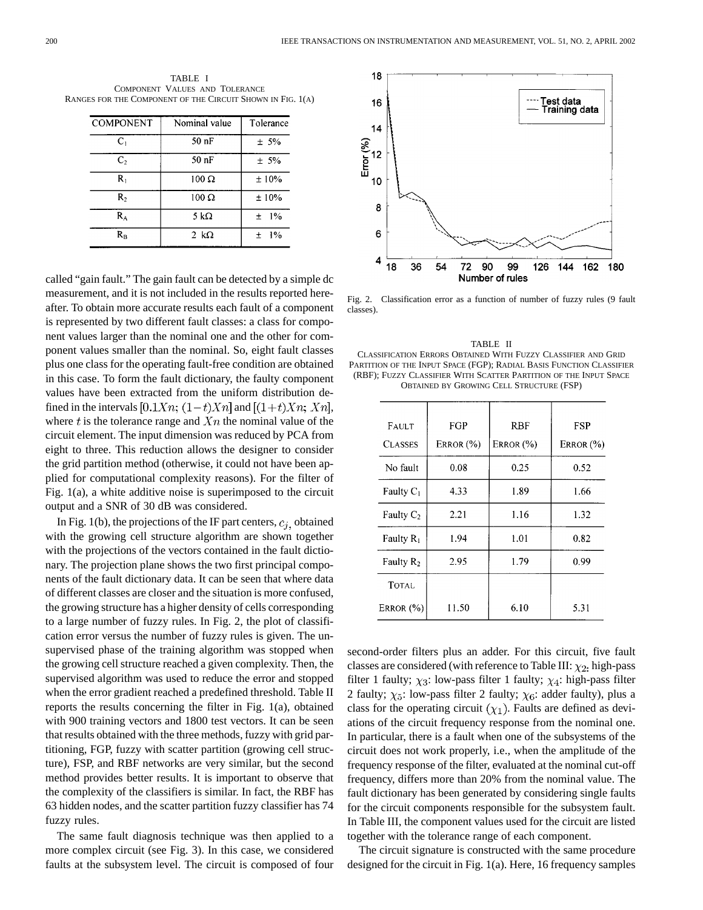TABLE I
COMPONENT VALUES AND TOLERANCE RANGES FOR THE COMPONENT OF THE CIRCUIT SHOWN IN FIG. 1(A)

| COMPONENT | Nominal value | Tolerance |
|---|---|---|
| $C_1$ | 50 nF | ± 5% |
| $C_2$ | 50 nF | ± 5% |
| $R_1$ | 100 Ω | ± 10% |
| $R_2$ | 100 Ω | ± 10% |
| $R_A$ | 5 kΩ | ± 1% |
| $R_B$ | 2 kΩ | ± 1% |

called "gain fault." The gain fault can be detected by a simple dc measurement, and it is not included in the results reported hereafter. To obtain more accurate results each fault of a component is represented by two different fault classes: a class for component values larger than the nominal one and the other for component values smaller than the nominal. So, eight fault classes plus one class for the operating fault-free condition are obtained in this case. To form the fault dictionary, the faulty component values have been extracted from the uniform distribution defined in the intervals $[0.1Xn;\,(1-t)Xn]$ and $[(1+t)Xn;\,Xn]$, where $t$ is the tolerance range and $Xn$ the nominal value of the circuit element. The input dimension was reduced by PCA from eight to three. This reduction allows the designer to consider the grid partition method (otherwise, it could not have been applied for computational complexity reasons). For the filter of Fig. 1(a), a white additive noise is superimposed to the circuit output and a SNR of 30 dB was considered.

In Fig. 1(b), the projections of the IF part centers, $c_j$, obtained with the growing cell structure algorithm are shown together with the projections of the vectors contained in the fault dictionary. The projection plane shows the two first principal components of the fault dictionary data. It can be seen that where data of different classes are closer and the situation is more confused, the growing structure has a higher density of cells corresponding to a large number of fuzzy rules. In Fig. 2, the plot of classification error versus the number of fuzzy rules is given. The unsupervised phase of the training algorithm was stopped when the growing cell structure reached a given complexity. Then, the supervised algorithm was used to reduce the error and stopped when the error gradient reached a predefined threshold. Table II reports the results concerning the filter in Fig. 1(a), obtained with 900 training vectors and 1800 test vectors. It can be seen that results obtained with the three methods, fuzzy with grid partitioning, FGP, fuzzy with scatter partition (growing cell structure), FSP, and RBF networks are very similar, but the second method provides better results. It is important to observe that the complexity of the classifiers is similar. In fact, the RBF has 63 hidden nodes, and the scatter partition fuzzy classifier has 74 fuzzy rules.

The same fault diagnosis technique was then applied to a more complex circuit (see Fig. 3). In this case, we considered faults at the subsystem level. The circuit is composed of four

Fig. 2. Classification error as a function of number of fuzzy rules (9 fault classes).

TABLE II
CLASSIFICATION ERRORS OBTAINED WITH FUZZY CLASSIFIER AND GRID PARTITION OF THE INPUT SPACE (FGP); RADIAL BASIS FUNCTION CLASSIFIER (RBF); FUZZY CLASSIFIER WITH SCATTER PARTITION OF THE INPUT SPACE OBTAINED BY GROWING CELL STRUCTURE (FSP)

| FAULT CLASSES | FGP ERROR (%) | RBF ERROR (%) | FSP ERROR (%) |
|---|---|---|---|
| No fault | 0.08 | 0.25 | 0.52 |
| Faulty $C_1$ | 4.33 | 1.89 | 1.66 |
| Faulty $C_2$ | 2.21 | 1.16 | 1.32 |
| Faulty $R_1$ | 1.94 | 1.01 | 0.82 |
| Faulty $R_2$ | 2.95 | 1.79 | 0.99 |
| TOTAL ERROR (%) | 11.50 | 6.10 | 5.31 |

second-order filters plus an adder. For this circuit, five fault classes are considered (with reference to Table III: $\chi_2$: high-pass filter 1 faulty; $\chi_3$: low-pass filter 1 faulty; $\chi_4$: high-pass filter 2 faulty; $\chi_5$: low-pass filter 2 faulty; $\chi_6$: adder faulty), plus a class for the operating circuit $(\chi_1)$. Faults are defined as deviations of the circuit frequency response from the nominal one. In particular, there is a fault when one of the subsystems of the circuit does not work properly, i.e., when the amplitude of the frequency response of the filter, evaluated at the nominal cut-off frequency, differs more than 20% from the nominal value. The fault dictionary has been generated by considering single faults for the circuit components responsible for the subsystem fault. In Table III, the component values used for the circuit are listed together with the tolerance range of each component.

The circuit signature is constructed with the same procedure designed for the circuit in Fig. 1(a). Here, 16 frequency samples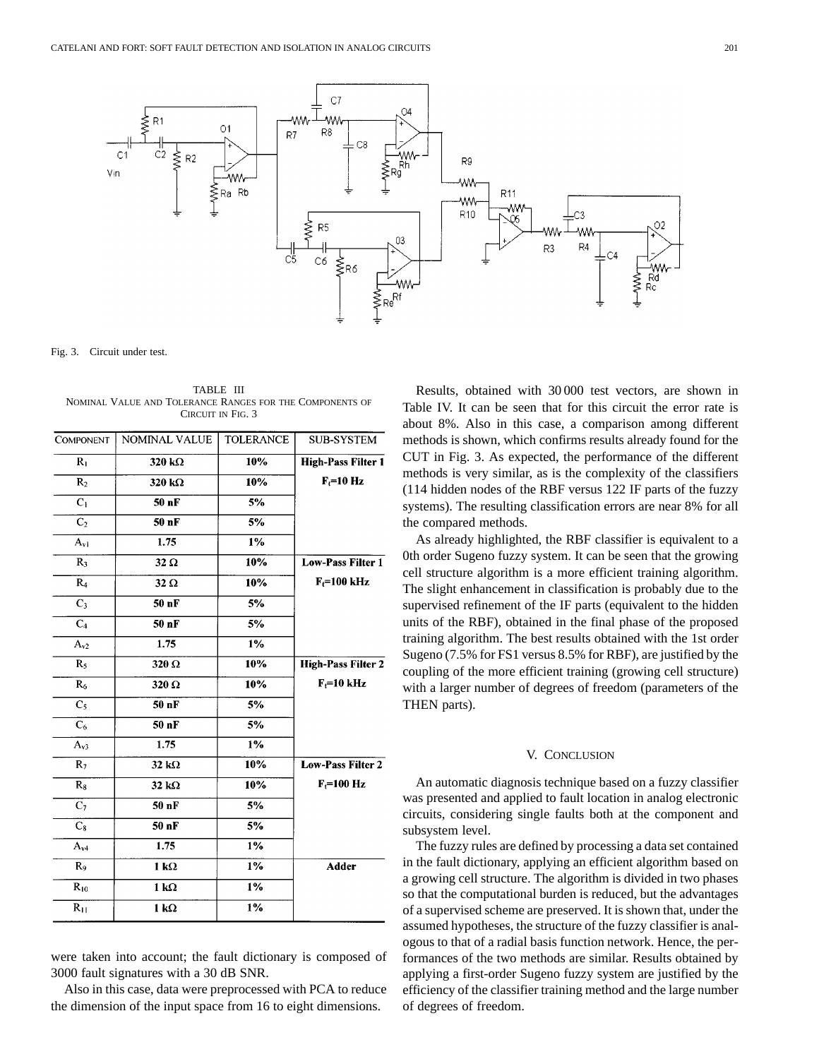Fig. 3. Circuit under test.

TABLE III
NOMINAL VALUE AND TOLERANCE RANGES FOR THE COMPONENTS OF CIRCUIT IN FIG. 3

| COMPONENT | NOMINAL VALUE | TOLERANCE | SUB-SYSTEM |
|---|---|---|---|
| $R_1$ | 320 kΩ | 10% | High-Pass Filter 1 |
| $R_2$ | 320 kΩ | 10% | $F_t$=10 Hz |
| $C_1$ | 50 nF | 5% | |
| $C_2$ | 50 nF | 5% | |
| $A_{v1}$ | 1.75 | 1% | |
| $R_3$ | 32 Ω | 10% | Low-Pass Filter 1 |
| $R_4$ | 32 Ω | 10% | $F_t$=100 kHz |
| $C_3$ | 50 nF | 5% | |
| $C_4$ | 50 nF | 5% | |
| $A_{v2}$ | 1.75 | 1% | |
| $R_5$ | 320 Ω | 10% | High-Pass Filter 2 |
| $R_6$ | 320 Ω | 10% | $F_t$=10 kHz |
| $C_5$ | 50 nF | 5% | |
| $C_6$ | 50 nF | 5% | |
| $A_{v3}$ | 1.75 | 1% | |
| $R_7$ | 32 kΩ | 10% | Low-Pass Filter 2 |
| $R_8$ | 32 kΩ | 10% | $F_t$=100 Hz |
| $C_7$ | 50 nF | 5% | |
| $C_8$ | 50 nF | 5% | |
| $A_{v4}$ | 1.75 | 1% | |
| $R_9$ | 1 kΩ | 1% | Adder |
| $R_{10}$ | 1 kΩ | 1% | |
| $R_{11}$ | 1 kΩ | 1% | |

were taken into account; the fault dictionary is composed of 3000 fault signatures with a 30 dB SNR.

Also in this case, data were preprocessed with PCA to reduce the dimension of the input space from 16 to eight dimensions.

Results, obtained with 30 000 test vectors, are shown in Table IV. It can be seen that for this circuit the error rate is about 8%. Also in this case, a comparison among different methods is shown, which confirms results already found for the CUT in Fig. 3. As expected, the performance of the different methods is very similar, as is the complexity of the classifiers (114 hidden nodes of the RBF versus 122 IF parts of the fuzzy systems). The resulting classification errors are near 8% for all the compared methods.

As already highlighted, the RBF classifier is equivalent to a 0th order Sugeno fuzzy system. It can be seen that the growing cell structure algorithm is a more efficient training algorithm. The slight enhancement in classification is probably due to the supervised refinement of the IF parts (equivalent to the hidden units of the RBF), obtained in the final phase of the proposed training algorithm. The best results obtained with the 1st order Sugeno (7.5% for FS1 versus 8.5% for RBF), are justified by the coupling of the more efficient training (growing cell structure) with a larger number of degrees of freedom (parameters of the THEN parts).

## V. CONCLUSION

An automatic diagnosis technique based on a fuzzy classifier was presented and applied to fault location in analog electronic circuits, considering single faults both at the component and subsystem level.

The fuzzy rules are defined by processing a data set contained in the fault dictionary, applying an efficient algorithm based on a growing cell structure. The algorithm is divided in two phases so that the computational burden is reduced, but the advantages of a supervised scheme are preserved. It is shown that, under the assumed hypotheses, the structure of the fuzzy classifier is analogous to that of a radial basis function network. Hence, the performances of the two methods are similar. Results obtained by applying a first-order Sugeno fuzzy system are justified by the efficiency of the classifier training method and the large number of degrees of freedom.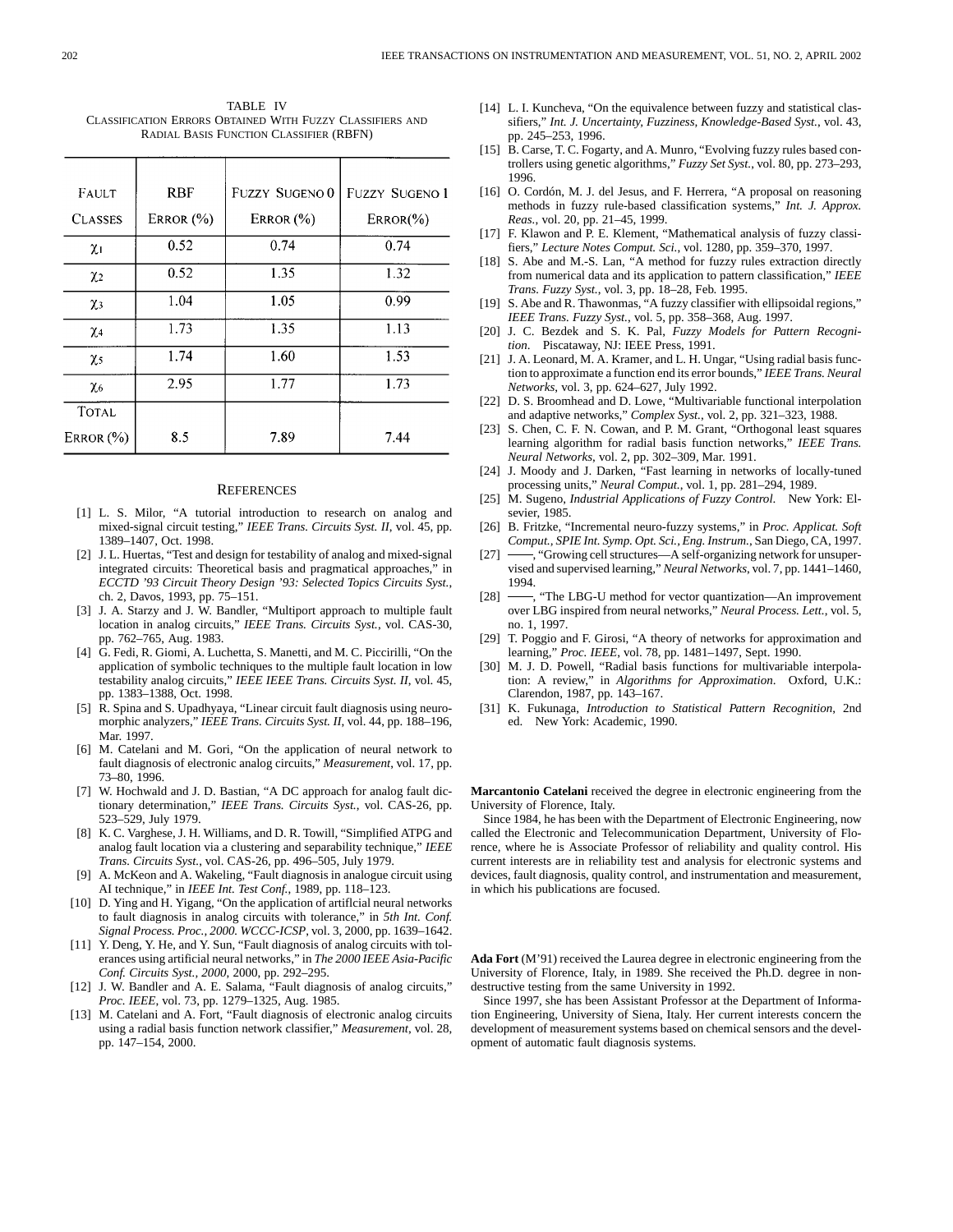TABLE IV
CLASSIFICATION ERRORS OBTAINED WITH FUZZY CLASSIFIERS AND RADIAL BASIS FUNCTION CLASSIFIER (RBFN)

| FAULT CLASSES | RBF ERROR (%) | FUZZY SUGENO 0 ERROR (%) | FUZZY SUGENO 1 ERROR(%) |
|---|---|---|---|
| $\chi_1$ | 0.52 | 0.74 | 0.74 |
| $\chi_2$ | 0.52 | 1.35 | 1.32 |
| $\chi_3$ | 1.04 | 1.05 | 0.99 |
| $\chi_4$ | 1.73 | 1.35 | 1.13 |
| $\chi_5$ | 1.74 | 1.60 | 1.53 |
| $\chi_6$ | 2.95 | 1.77 | 1.73 |
| TOTAL ERROR (%) | 8.5 | 7.89 | 7.44 |

## REFERENCES

[1] L. S. Milor, "A tutorial introduction to research on analog and mixed-signal circuit testing," *IEEE Trans. Circuits Syst. II*, vol. 45, pp. 1389–1407, Oct. 1998.

[2] J. L. Huertas, "Test and design for testability of analog and mixed-signal integrated circuits: Theoretical basis and pragmatical approaches," in *ECCTD '93 Circuit Theory Design '93: Selected Topics Circuits Syst.*, ch. 2, Davos, 1993, pp. 75–151.

[3] J. A. Starzy and J. W. Bandler, "Multiport approach to multiple fault location in analog circuits," *IEEE Trans. Circuits Syst.*, vol. CAS-30, pp. 762–765, Aug. 1983.

[4] G. Fedi, R. Giomi, A. Luchetta, S. Manetti, and M. C. Piccirilli, "On the application of symbolic techniques to the multiple fault location in low testability analog circuits," *IEEE IEEE Trans. Circuits Syst. II*, vol. 45, pp. 1383–1388, Oct. 1998.

[5] R. Spina and S. Upadhyaya, "Linear circuit fault diagnosis using neuromorphic analyzers," *IEEE Trans. Circuits Syst. II*, vol. 44, pp. 188–196, Mar. 1997.

[6] M. Catelani and M. Gori, "On the application of neural network to fault diagnosis of electronic analog circuits," *Measurement*, vol. 17, pp. 73–80, 1996.

[7] W. Hochwald and J. D. Bastian, "A DC approach for analog fault dictionary determination," *IEEE Trans. Circuits Syst.*, vol. CAS-26, pp. 523–529, July 1979.

[8] K. C. Varghese, J. H. Williams, and D. R. Towill, "Simplified ATPG and analog fault location via a clustering and separability technique," *IEEE Trans. Circuits Syst.*, vol. CAS-26, pp. 496–505, July 1979.

[9] A. McKeon and A. Wakeling, "Fault diagnosis in analogue circuit using AI technique," in *IEEE Int. Test Conf.*, 1989, pp. 118–123.

[10] D. Ying and H. Yigang, "On the application of artiflcial neural networks to fault diagnosis in analog circuits with tolerance," in *5th Int. Conf. Signal Process. Proc., 2000. WCCC-ICSP*, vol. 3, 2000, pp. 1639–1642.

[11] Y. Deng, Y. He, and Y. Sun, "Fault diagnosis of analog circuits with tolerances using artificial neural networks," in *The 2000 IEEE Asia-Pacific Conf. Circuits Syst., 2000*, 2000, pp. 292–295.

[12] J. W. Bandler and A. E. Salama, "Fault diagnosis of analog circuits," *Proc. IEEE*, vol. 73, pp. 1279–1325, Aug. 1985.

[13] M. Catelani and A. Fort, "Fault diagnosis of electronic analog circuits using a radial basis function network classifier," *Measurement*, vol. 28, pp. 147–154, 2000.

[14] L. I. Kuncheva, "On the equivalence between fuzzy and statistical classifiers," *Int. J. Uncertainty, Fuzziness, Knowledge-Based Syst.*, vol. 43, pp. 245–253, 1996.

[15] B. Carse, T. C. Fogarty, and A. Munro, "Evolving fuzzy rules based controllers using genetic algorithms," *Fuzzy Set Syst.*, vol. 80, pp. 273–293, 1996.

[16] O. Cordón, M. J. del Jesus, and F. Herrera, "A proposal on reasoning methods in fuzzy rule-based classification systems," *Int. J. Approx. Reas.*, vol. 20, pp. 21–45, 1999.

[17] F. Klawon and P. E. Klement, "Mathematical analysis of fuzzy classifiers," *Lecture Notes Comput. Sci.*, vol. 1280, pp. 359–370, 1997.

[18] S. Abe and M.-S. Lan, "A method for fuzzy rules extraction directly from numerical data and its application to pattern classification," *IEEE Trans. Fuzzy Syst.*, vol. 3, pp. 18–28, Feb. 1995.

[19] S. Abe and R. Thawonmas, "A fuzzy classifier with ellipsoidal regions," *IEEE Trans. Fuzzy Syst.*, vol. 5, pp. 358–368, Aug. 1997.

[20] J. C. Bezdek and S. K. Pal, *Fuzzy Models for Pattern Recognition*. Piscataway, NJ: IEEE Press, 1991.

[21] J. A. Leonard, M. A. Kramer, and L. H. Ungar, "Using radial basis function to approximate a function end its error bounds," *IEEE Trans. Neural Networks*, vol. 3, pp. 624–627, July 1992.

[22] D. S. Broomhead and D. Lowe, "Multivariable functional interpolation and adaptive networks," *Complex Syst.*, vol. 2, pp. 321–323, 1988.

[23] S. Chen, C. F. N. Cowan, and P. M. Grant, "Orthogonal least squares learning algorithm for radial basis function networks," *IEEE Trans. Neural Networks*, vol. 2, pp. 302–309, Mar. 1991.

[24] J. Moody and J. Darken, "Fast learning in networks of locally-tuned processing units," *Neural Comput.*, vol. 1, pp. 281–294, 1989.

[25] M. Sugeno, *Industrial Applications of Fuzzy Control*. New York: Elsevier, 1985.

[26] B. Fritzke, "Incremental neuro-fuzzy systems," in *Proc. Applicat. Soft Comput., SPIE Int. Symp. Opt. Sci., Eng. Instrum.*, San Diego, CA, 1997.

[27] ——, "Growing cell structures—A self-organizing network for unsupervised and supervised learning," *Neural Networks*, vol. 7, pp. 1441–1460, 1994.

[28] ——, "The LBG-U method for vector quantization—An improvement over LBG inspired from neural networks," *Neural Process. Lett.*, vol. 5, no. 1, 1997.

[29] T. Poggio and F. Girosi, "A theory of networks for approximation and learning," *Proc. IEEE*, vol. 78, pp. 1481–1497, Sept. 1990.

[30] M. J. D. Powell, "Radial basis functions for multivariable interpolation: A review," in *Algorithms for Approximation*. Oxford, U.K.: Clarendon, 1987, pp. 143–167.

[31] K. Fukunaga, *Introduction to Statistical Pattern Recognition*, 2nd ed. New York: Academic, 1990.

**Marcantonio Catelani** received the degree in electronic engineering from the University of Florence, Italy.

Since 1984, he has been with the Department of Electronic Engineering, now called the Electronic and Telecommunication Department, University of Florence, where he is Associate Professor of reliability and quality control. His current interests are in reliability test and analysis for electronic systems and devices, fault diagnosis, quality control, and instrumentation and measurement, in which his publications are focused.

**Ada Fort** (M'91) received the Laurea degree in electronic engineering from the University of Florence, Italy, in 1989. She received the Ph.D. degree in nondestructive testing from the same University in 1992.

Since 1997, she has been Assistant Professor at the Department of Information Engineering, University of Siena, Italy. Her current interests concern the development of measurement systems based on chemical sensors and the development of automatic fault diagnosis systems.